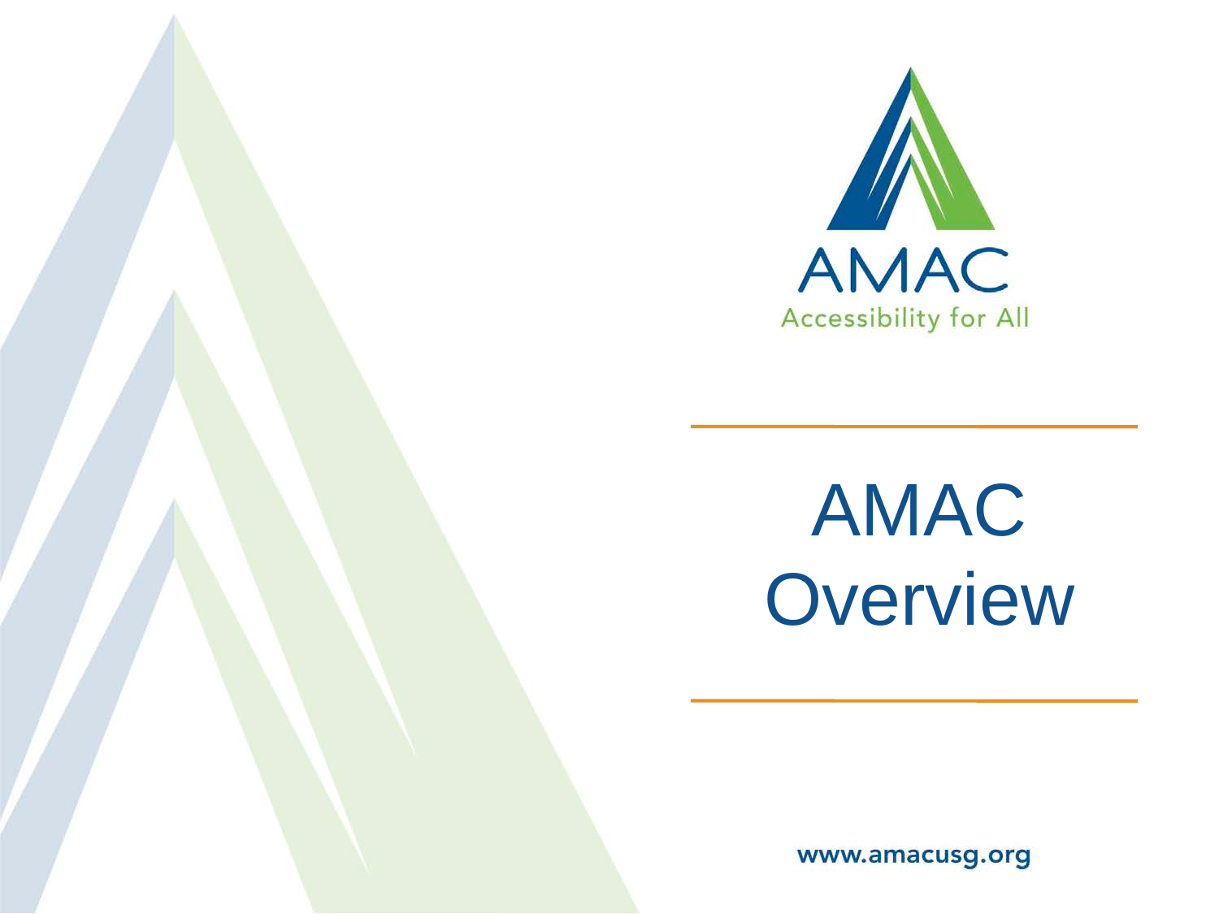AMAC

Accessibility for All

# AMAC Overview

www.amacusg.org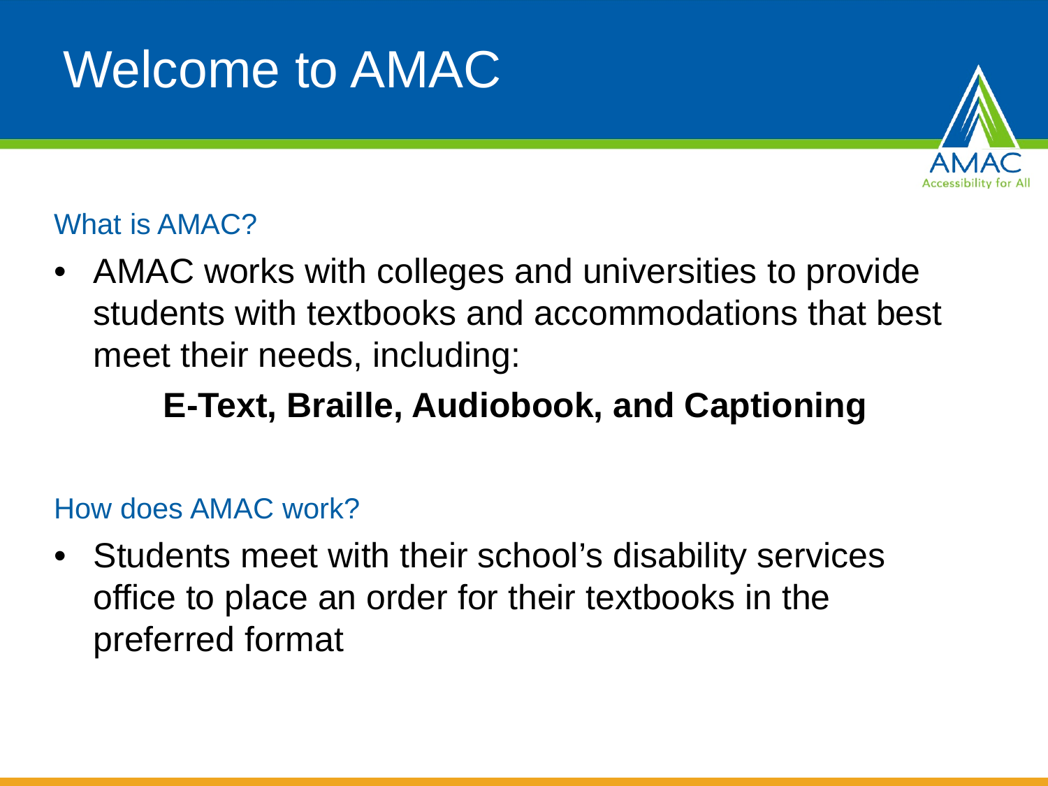# Welcome to AMAC

AMAC
Accessibility for All

## What is AMAC?

- AMAC works with colleges and universities to provide students with textbooks and accommodations that best meet their needs, including:

**E-Text, Braille, Audiobook, and Captioning**

## How does AMAC work?

- Students meet with their school's disability services office to place an order for their textbooks in the preferred format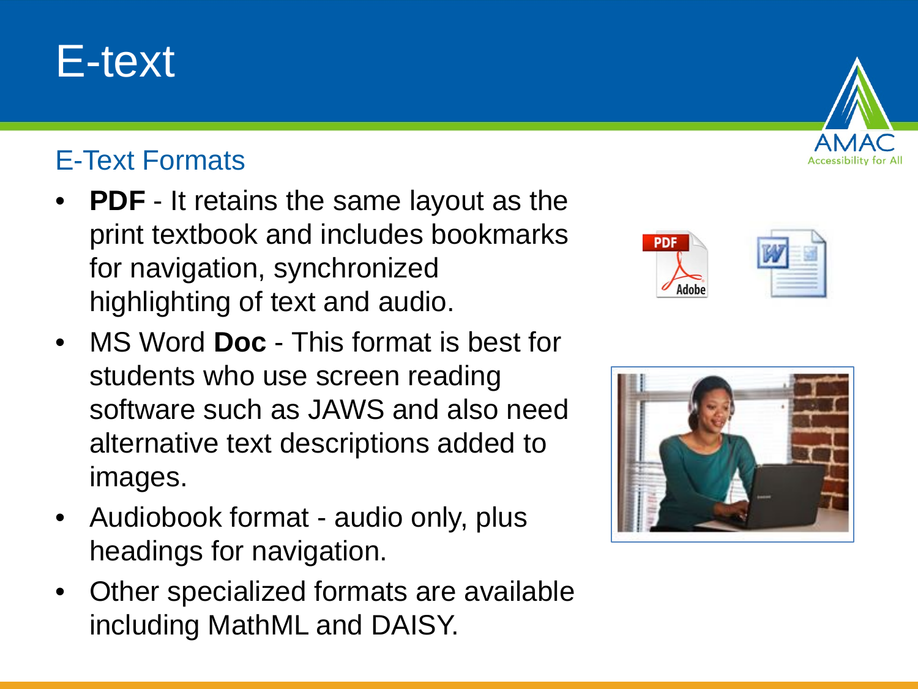# E-text

## E-Text Formats

- **PDF** - It retains the same layout as the print textbook and includes bookmarks for navigation, synchronized highlighting of text and audio.
- MS Word **Doc** - This format is best for students who use screen reading software such as JAWS and also need alternative text descriptions added to images.
- Audiobook format - audio only, plus headings for navigation.
- Other specialized formats are available including MathML and DAISY.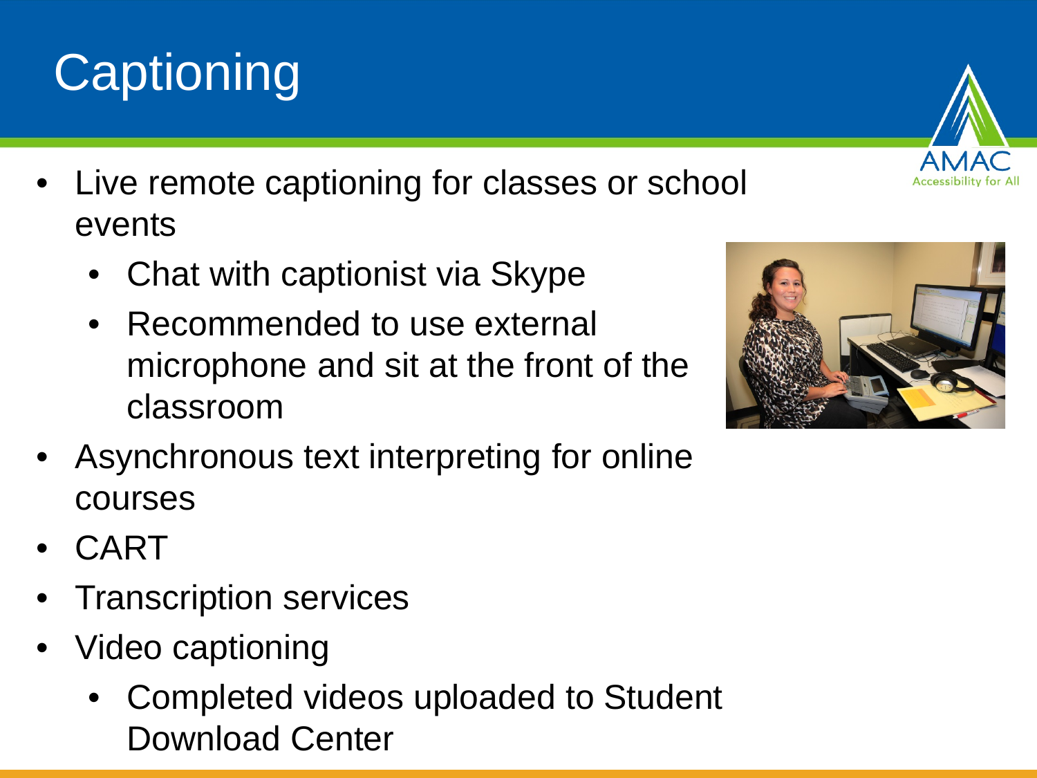# Captioning

- Live remote captioning for classes or school events
  - Chat with captionist via Skype
  - Recommended to use external microphone and sit at the front of the classroom
- Asynchronous text interpreting for online courses
- CART
- Transcription services
- Video captioning
  - Completed videos uploaded to Student Download Center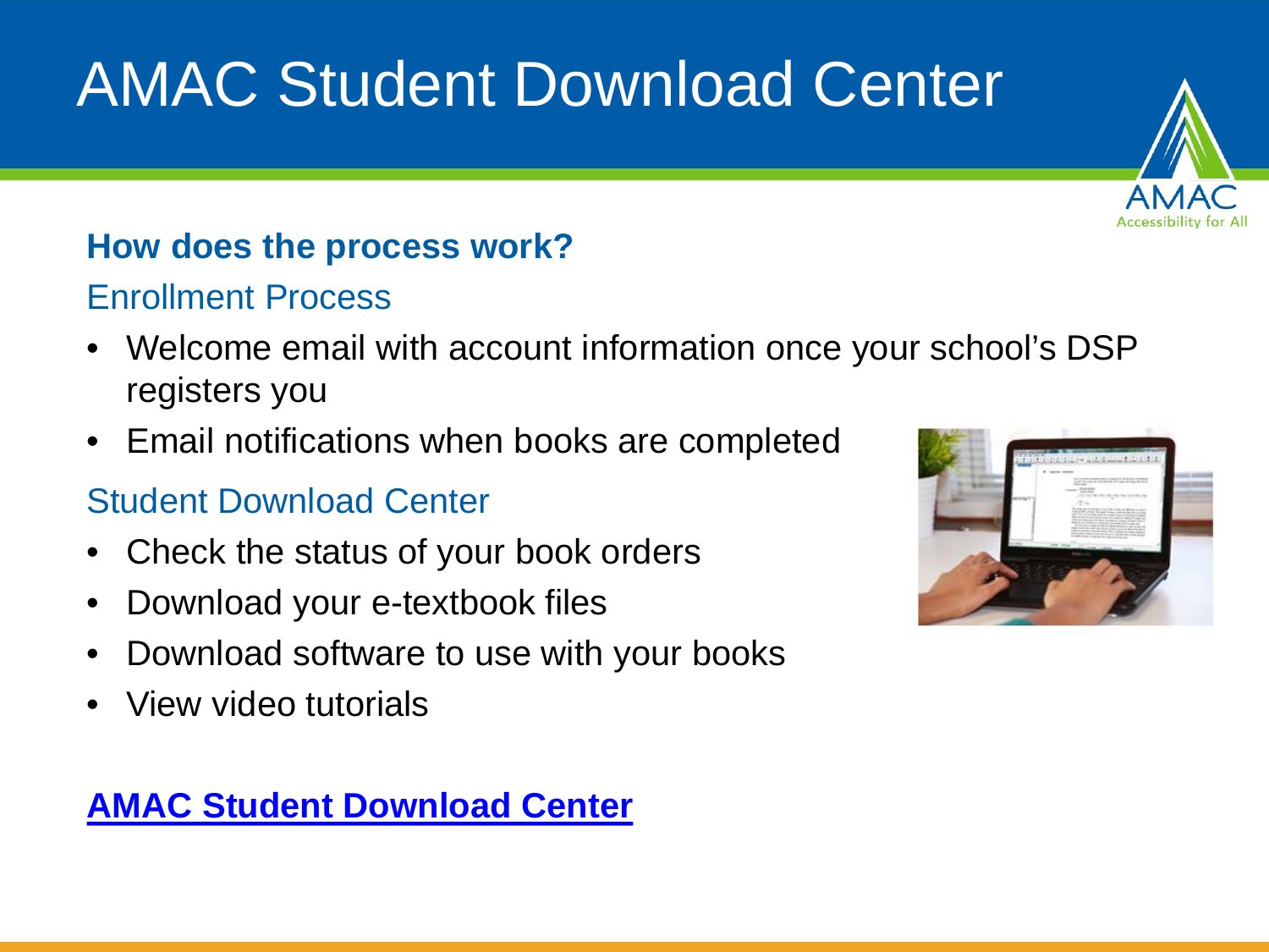# AMAC Student Download Center

### How does the process work?

#### Enrollment Process

- Welcome email with account information once your school's DSP registers you
- Email notifications when books are completed

#### Student Download Center

- Check the status of your book orders
- Download your e-textbook files
- Download software to use with your books
- View video tutorials

**AMAC Student Download Center**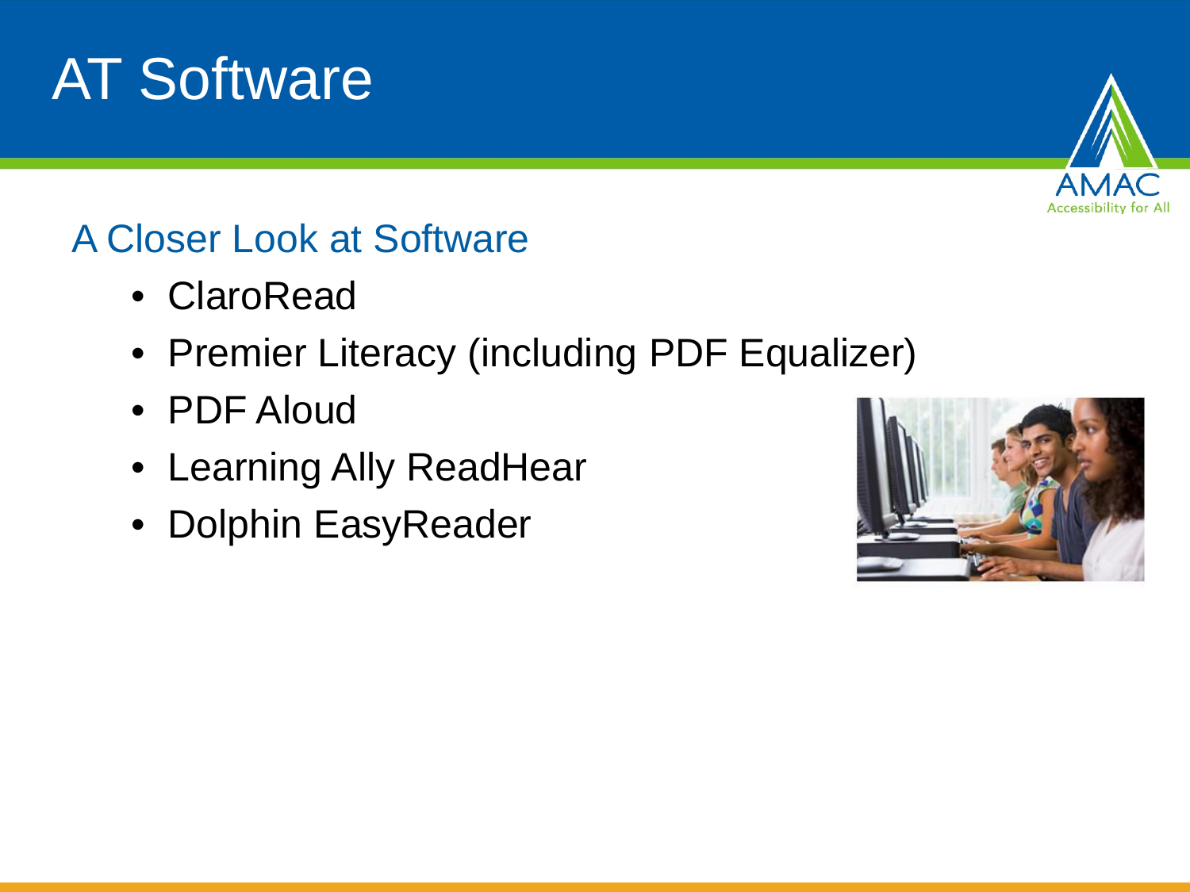# AT Software

## A Closer Look at Software

- ClaroRead
- Premier Literacy (including PDF Equalizer)
- PDF Aloud
- Learning Ally ReadHear
- Dolphin EasyReader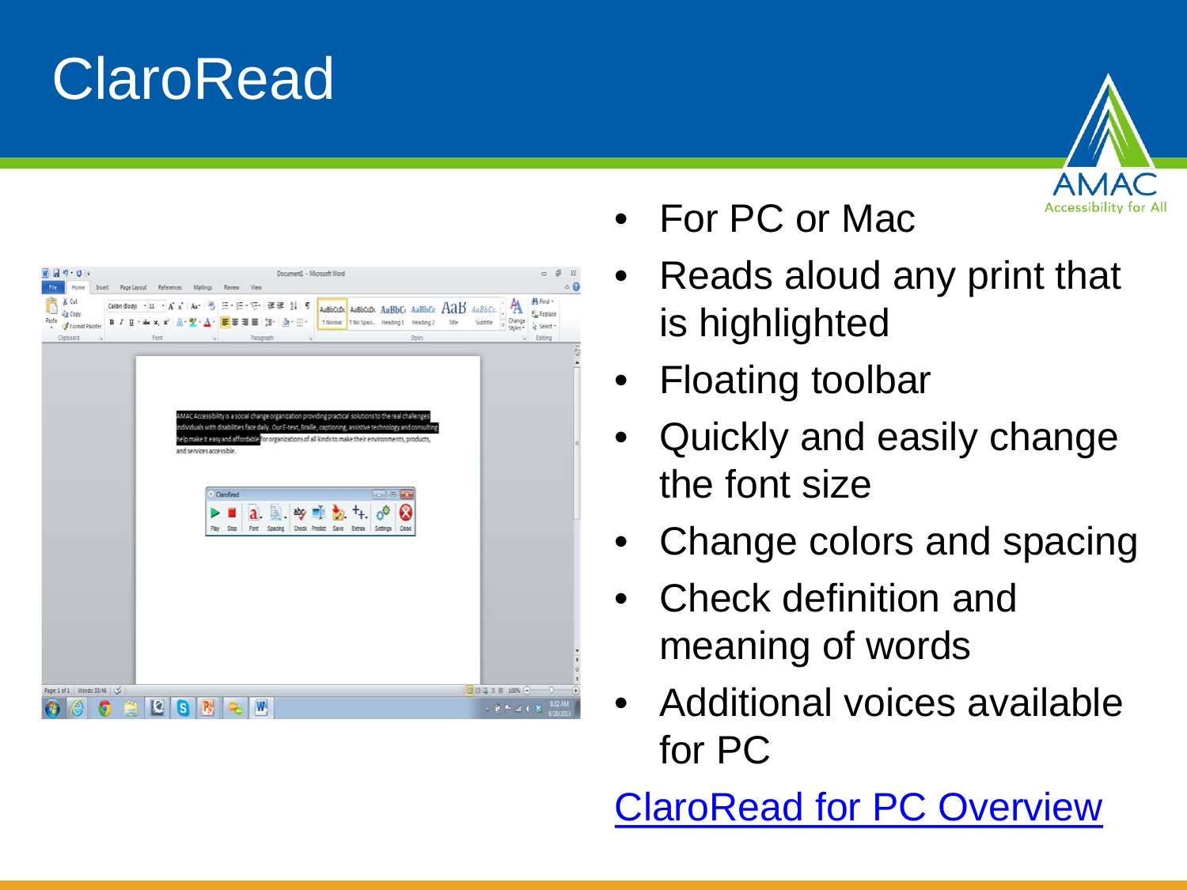# ClaroRead

- For PC or Mac
- Reads aloud any print that is highlighted
- Floating toolbar
- Quickly and easily change the font size
- Change colors and spacing
- Check definition and meaning of words
- Additional voices available for PC

ClaroRead for PC Overview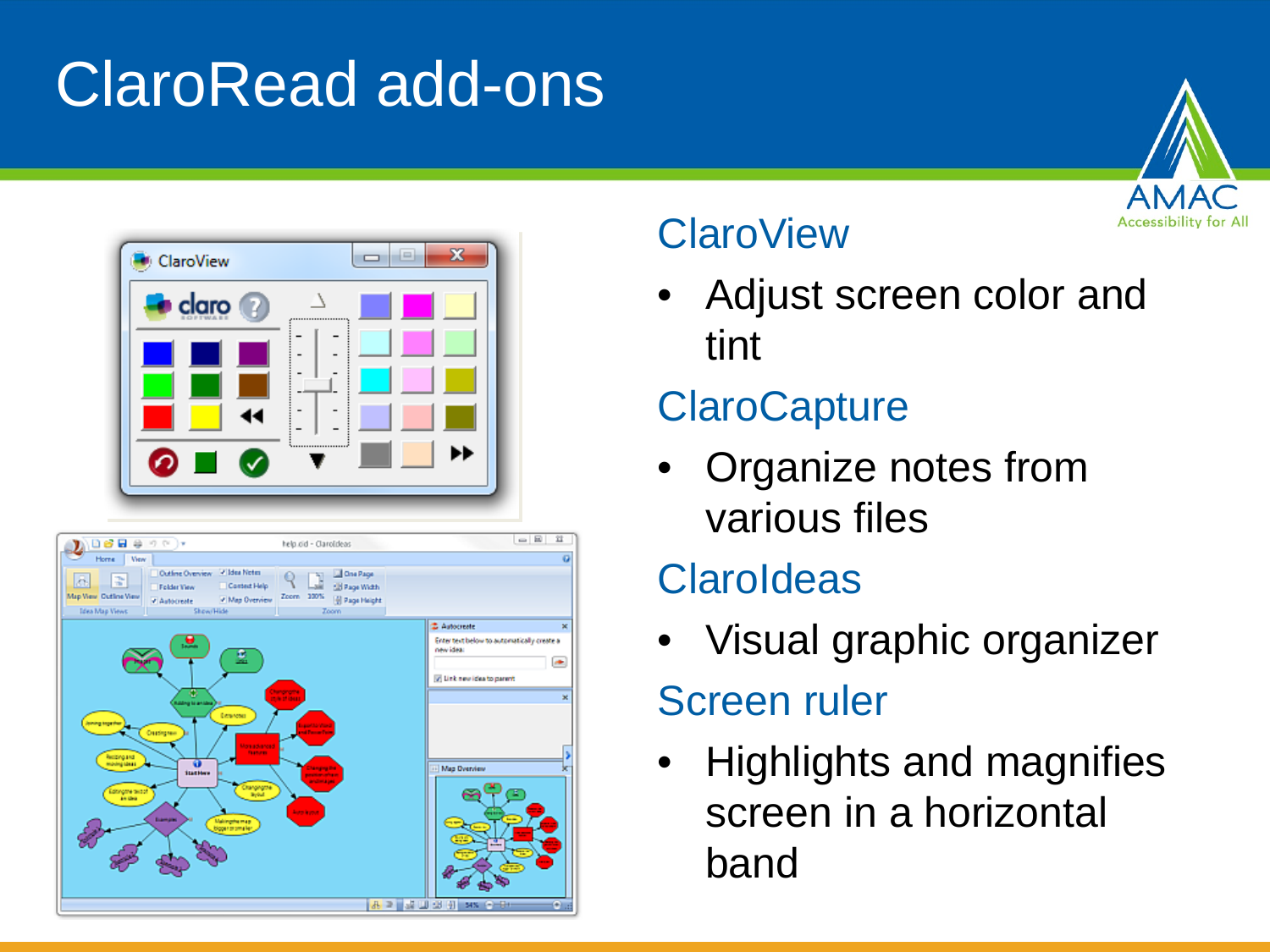# ClaroRead add-ons

## ClaroView

- Adjust screen color and tint

## ClaroCapture

- Organize notes from various files

## ClaroIdeas

- Visual graphic organizer

## Screen ruler

- Highlights and magnifies screen in a horizontal band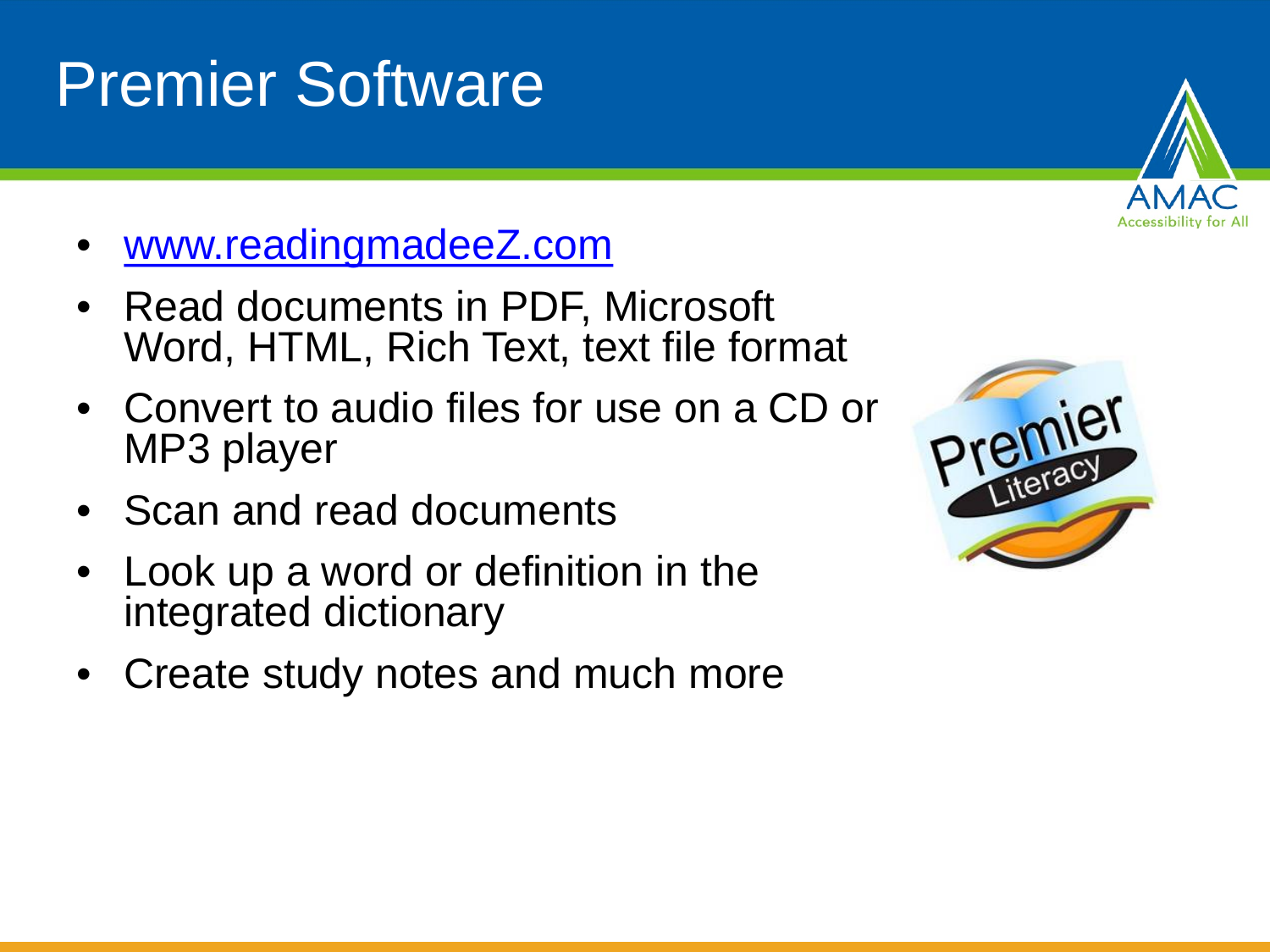# Premier Software

- www.readingmadeeZ.com
- Read documents in PDF, Microsoft Word, HTML, Rich Text, text file format
- Convert to audio files for use on a CD or MP3 player
- Scan and read documents
- Look up a word or definition in the integrated dictionary
- Create study notes and much more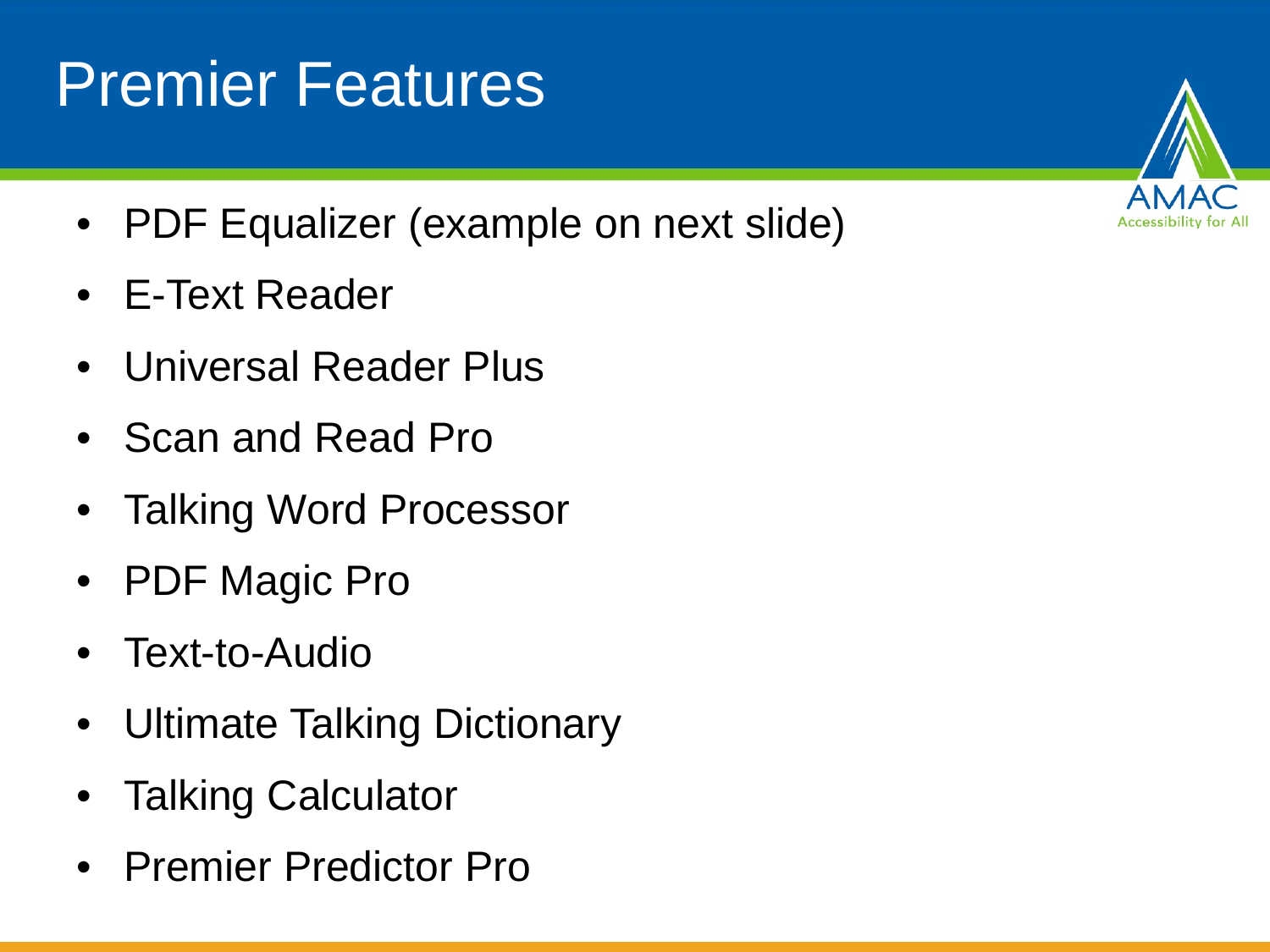# Premier Features

- PDF Equalizer (example on next slide)
- E-Text Reader
- Universal Reader Plus
- Scan and Read Pro
- Talking Word Processor
- PDF Magic Pro
- Text-to-Audio
- Ultimate Talking Dictionary
- Talking Calculator
- Premier Predictor Pro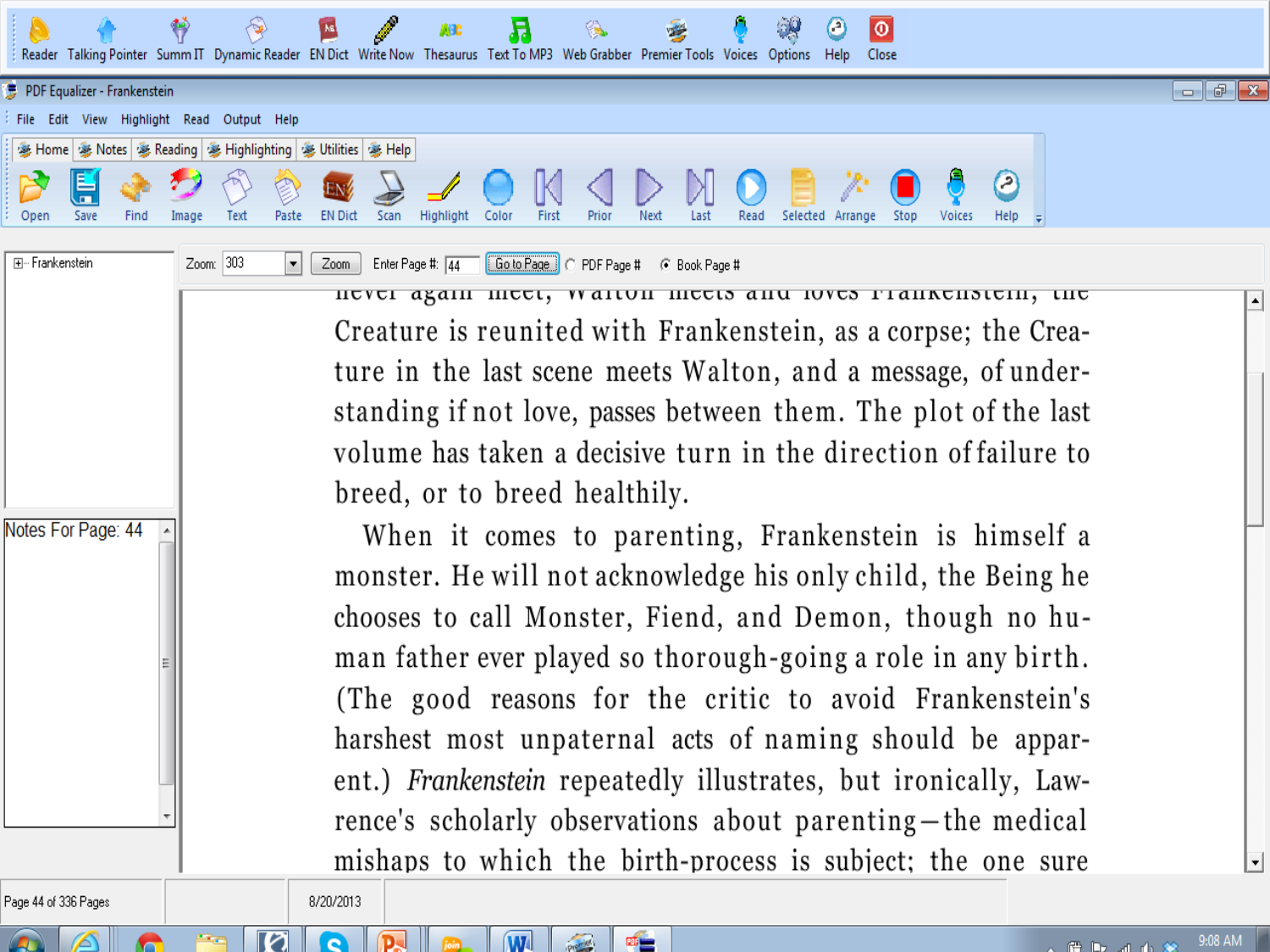never again meet; Walton meets and loves Frankenstein; the Creature is reunited with Frankenstein, as a corpse; the Creature in the last scene meets Walton, and a message, of understanding if not love, passes between them. The plot of the last volume has taken a decisive turn in the direction of failure to breed, or to breed healthily.

When it comes to parenting, Frankenstein is himself a monster. He will not acknowledge his only child, the Being he chooses to call Monster, Fiend, and Demon, though no human father ever played so thorough-going a role in any birth. (The good reasons for the critic to avoid Frankenstein's harshest most unpaternal acts of naming should be apparent.) *Frankenstein* repeatedly illustrates, but ironically, Lawrence's scholarly observations about parenting—the medical mishaps to which the birth-process is subject; the one sure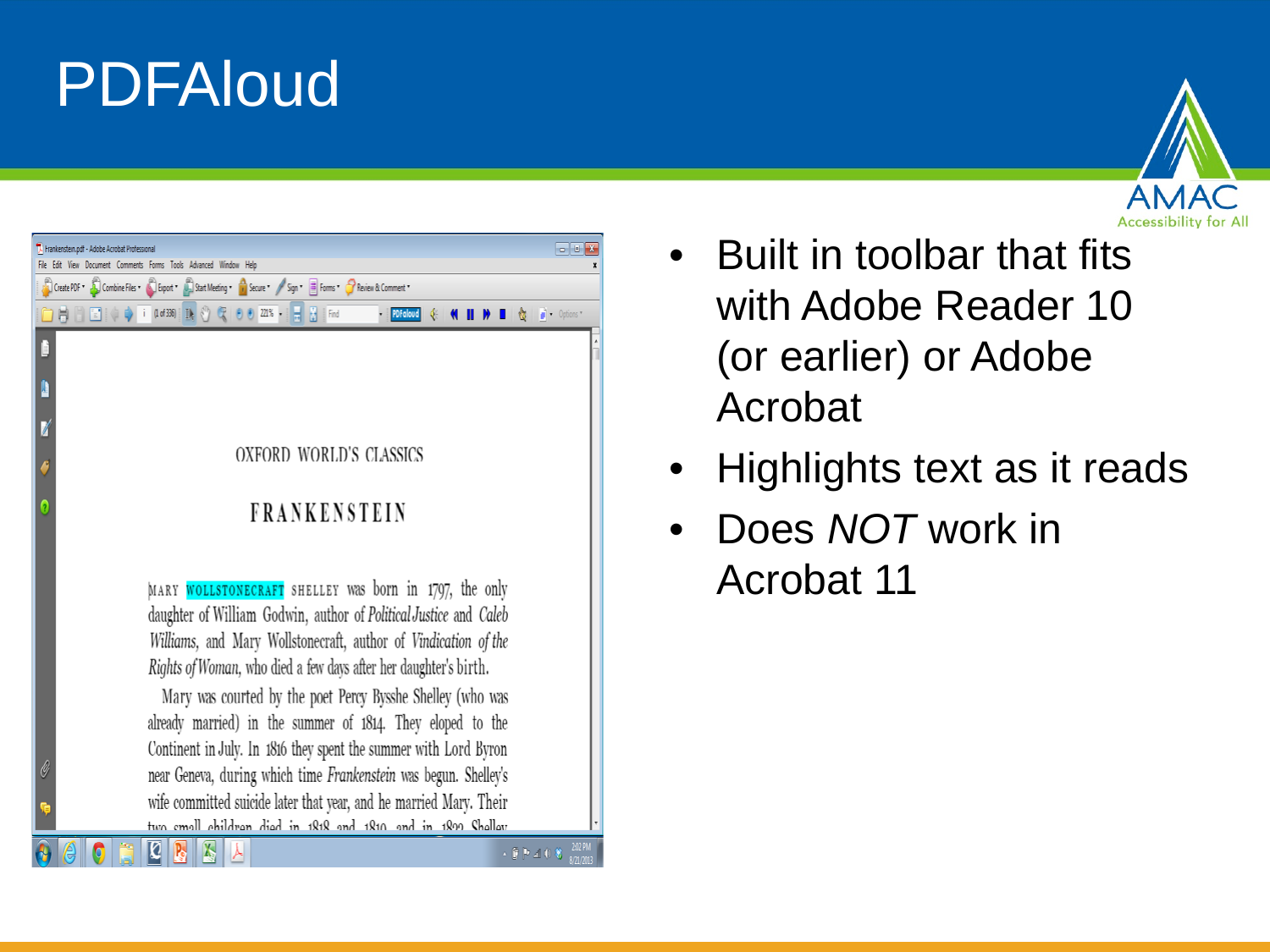# PDFAloud

- Built in toolbar that fits with Adobe Reader 10 (or earlier) or Adobe Acrobat
- Highlights text as it reads
- Does *NOT* work in Acrobat 11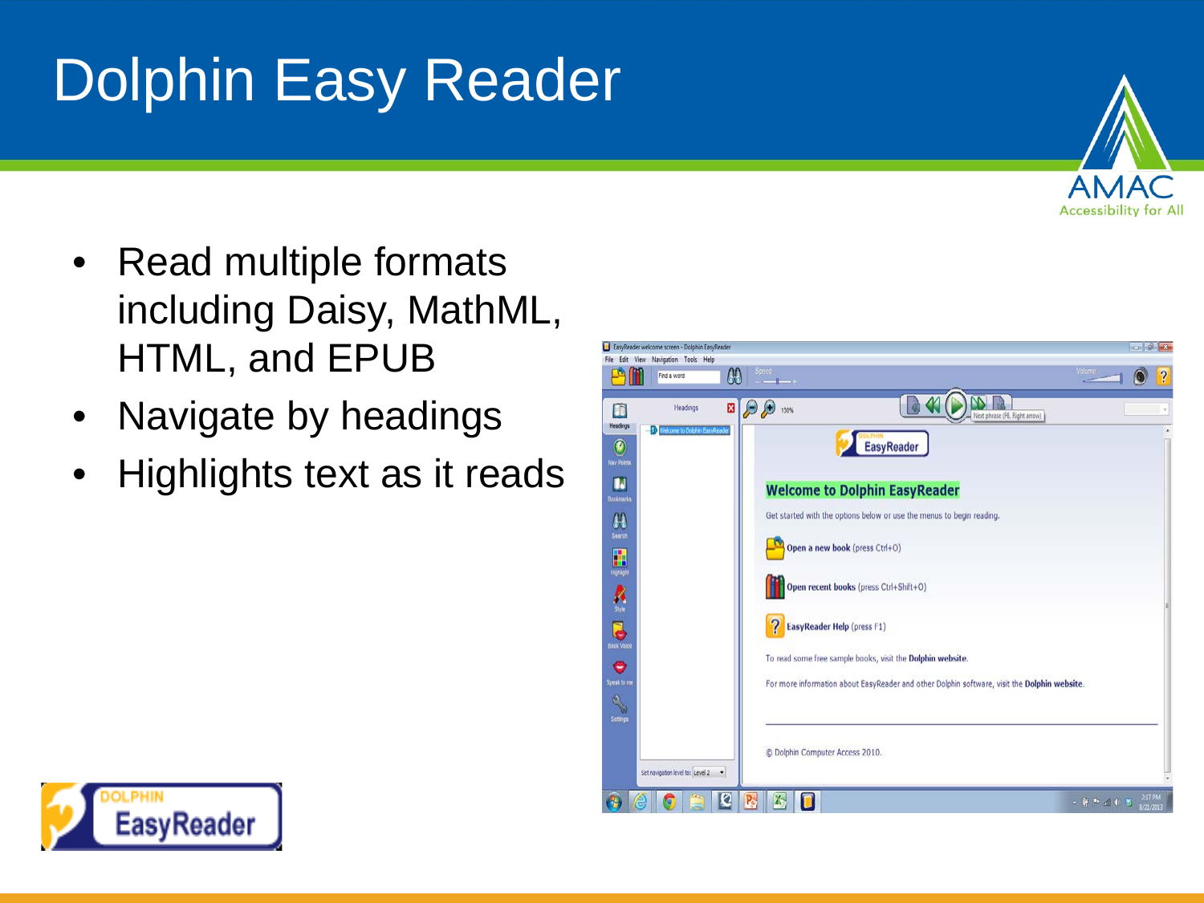# Dolphin Easy Reader

- Read multiple formats including Daisy, MathML, HTML, and EPUB
- Navigate by headings
- Highlights text as it reads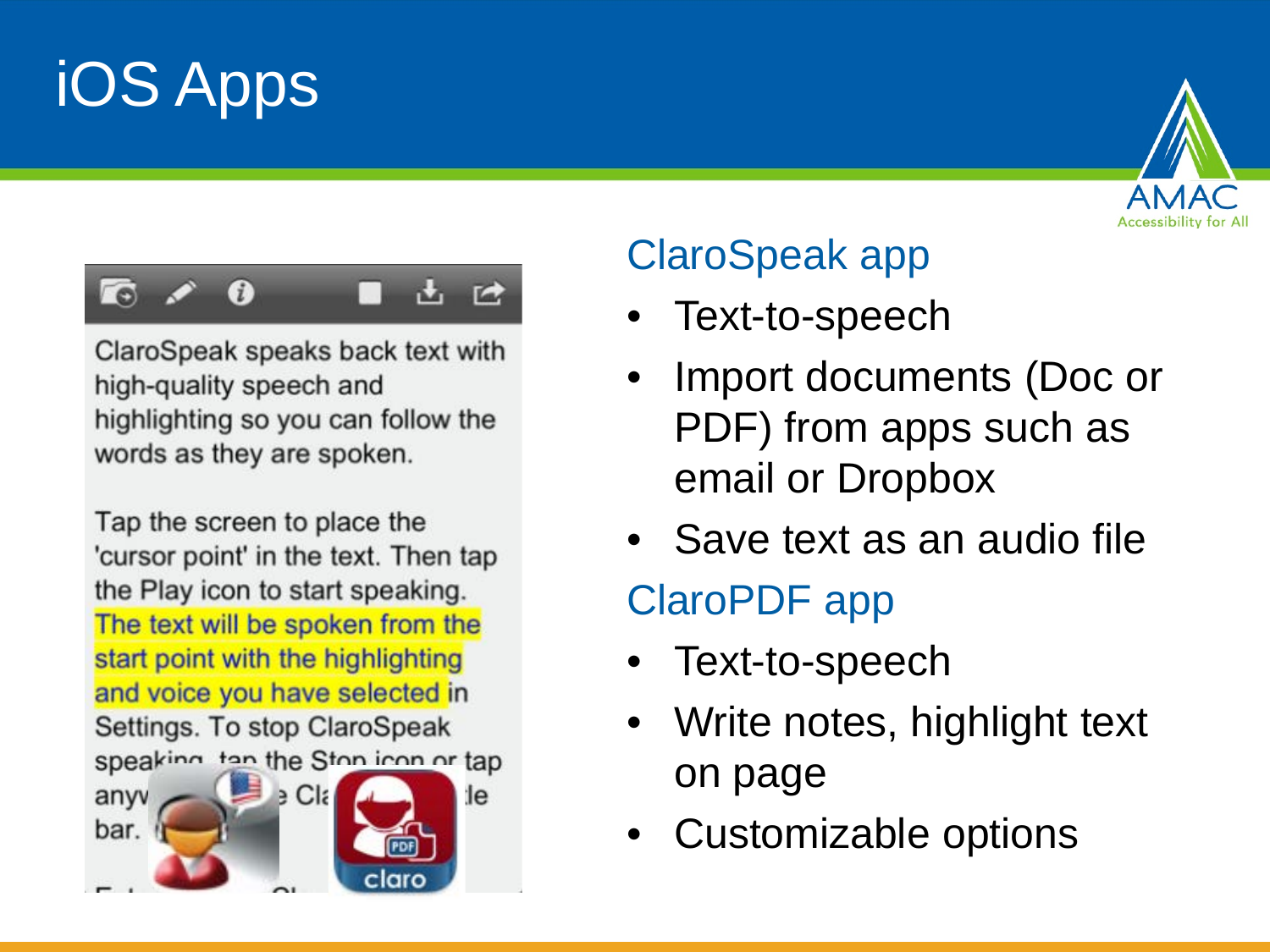# iOS Apps

## ClaroSpeak app

- Text-to-speech
- Import documents (Doc or PDF) from apps such as email or Dropbox
- Save text as an audio file

## ClaroPDF app

- Text-to-speech
- Write notes, highlight text on page
- Customizable options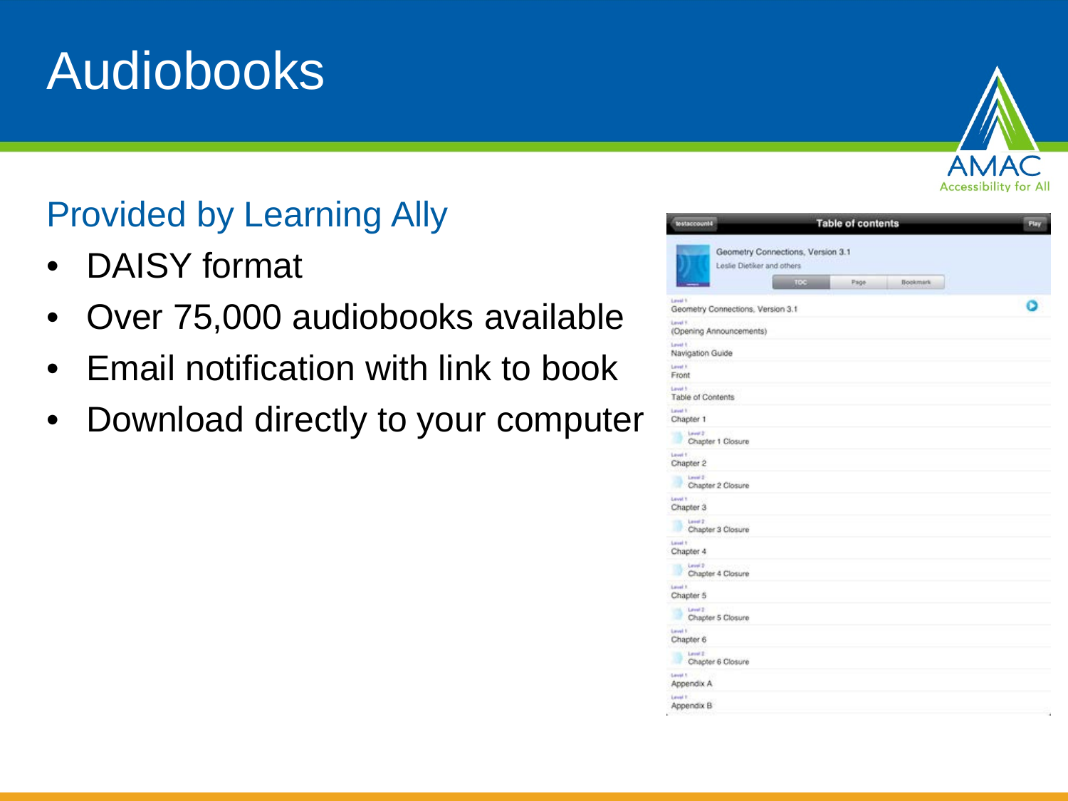# Audiobooks

## Provided by Learning Ally

- DAISY format
- Over 75,000 audiobooks available
- Email notification with link to book
- Download directly to your computer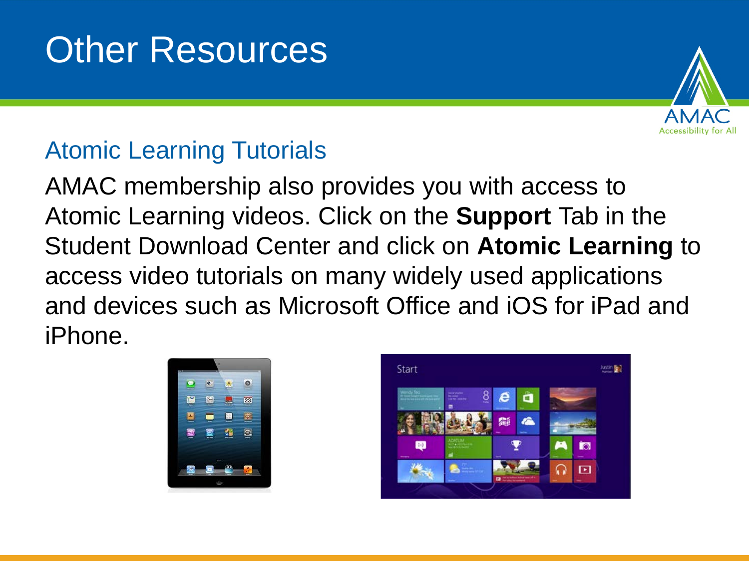# Other Resources

## Atomic Learning Tutorials

AMAC membership also provides you with access to Atomic Learning videos. Click on the **Support** Tab in the Student Download Center and click on **Atomic Learning** to access video tutorials on many widely used applications and devices such as Microsoft Office and iOS for iPad and iPhone.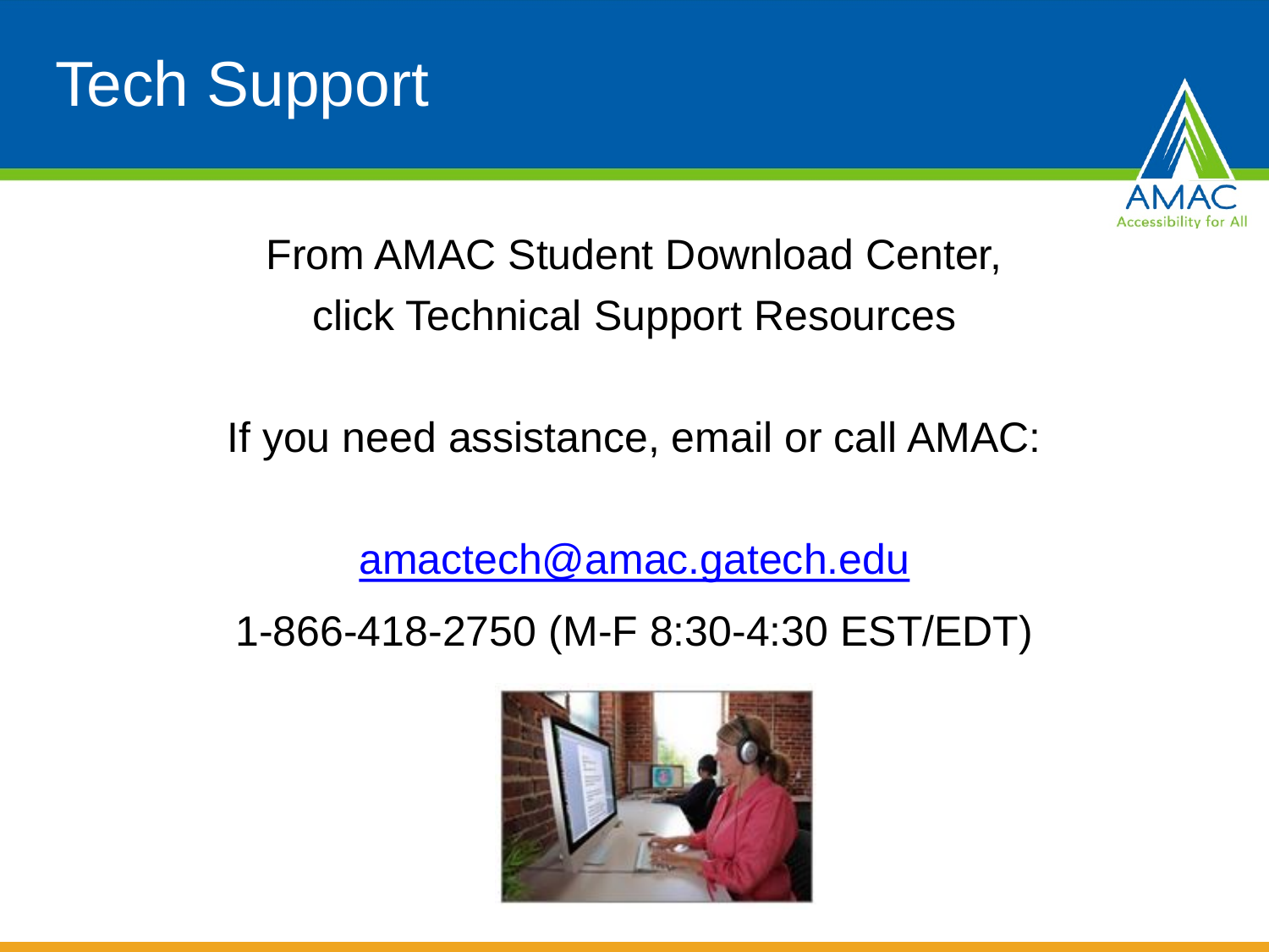# Tech Support

AMAC
Accessibility for All

From AMAC Student Download Center,
click Technical Support Resources

If you need assistance, email or call AMAC:

amactech@amac.gatech.edu

1-866-418-2750 (M-F 8:30-4:30 EST/EDT)